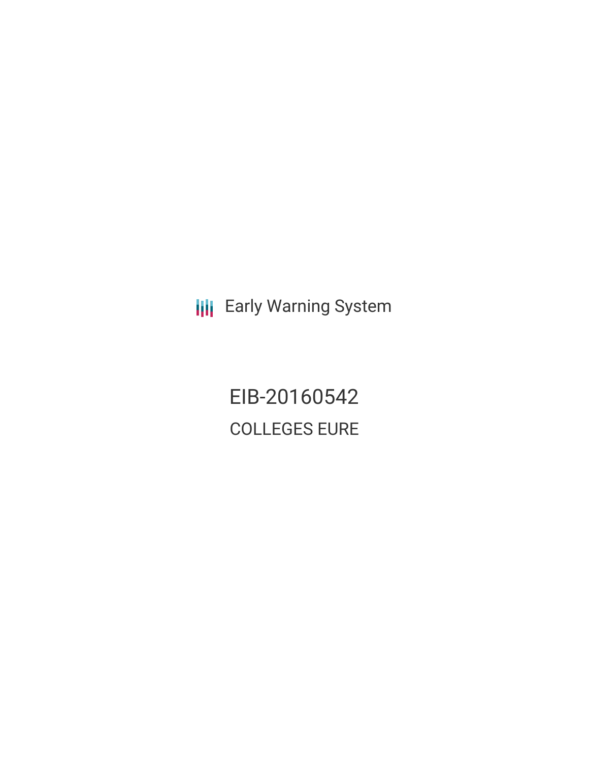Early Warning System

# EIB-20160542

## COLLEGES EURE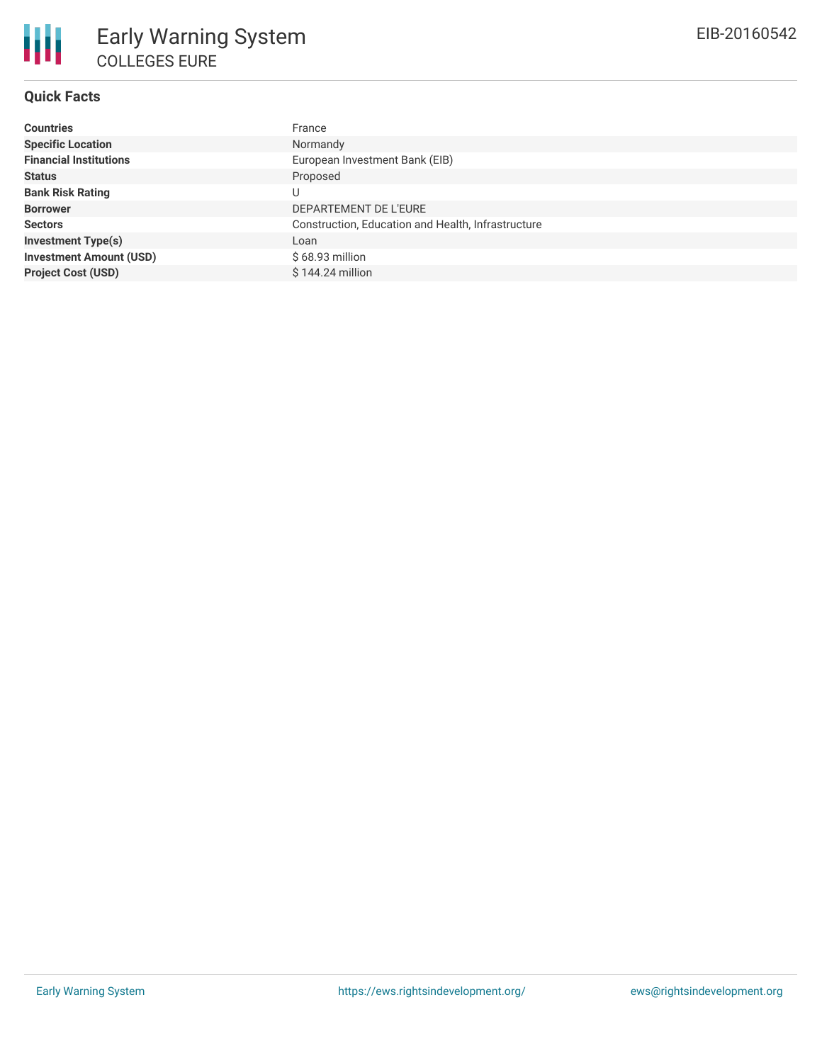# Early Warning System

COLLEGES EURE

EIB-20160542

## Quick Facts

| | |
|---|---|
| **Countries** | France |
| **Specific Location** | Normandy |
| **Financial Institutions** | European Investment Bank (EIB) |
| **Status** | Proposed |
| **Bank Risk Rating** | U |
| **Borrower** | DEPARTEMENT DE L'EURE |
| **Sectors** | Construction, Education and Health, Infrastructure |
| **Investment Type(s)** | Loan |
| **Investment Amount (USD)** | $ 68.93 million |
| **Project Cost (USD)** | $ 144.24 million |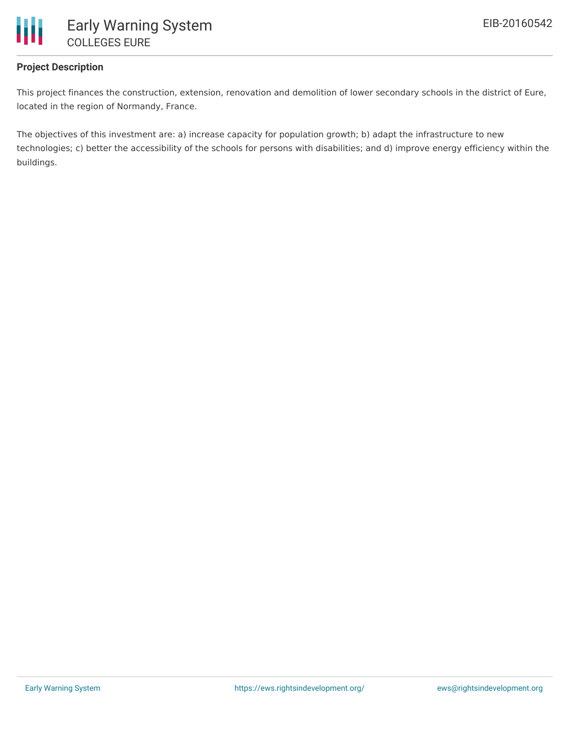**Project Description**

This project finances the construction, extension, renovation and demolition of lower secondary schools in the district of Eure, located in the region of Normandy, France.

The objectives of this investment are: a) increase capacity for population growth; b) adapt the infrastructure to new technologies; c) better the accessibility of the schools for persons with disabilities; and d) improve energy efficiency within the buildings.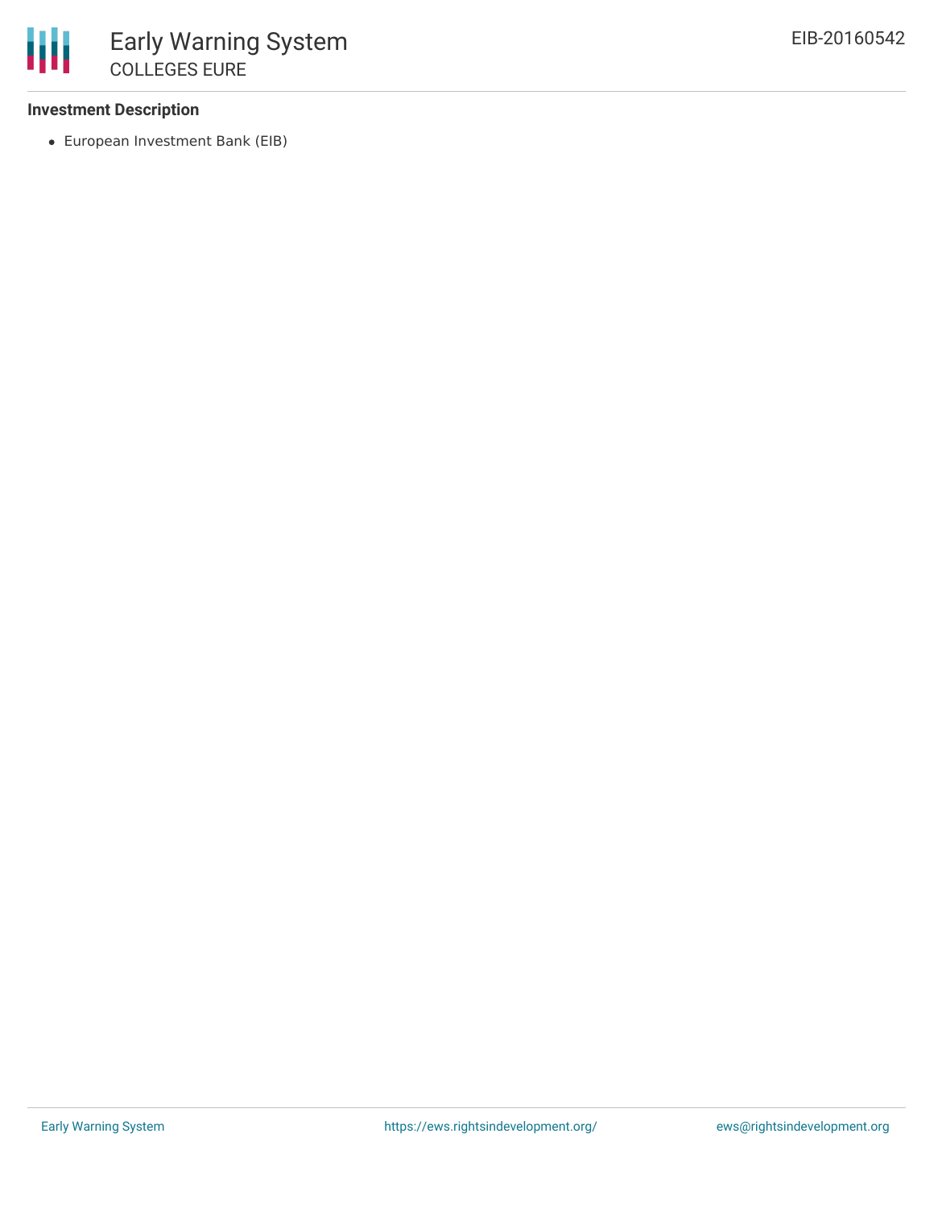**Investment Description**

- European Investment Bank (EIB)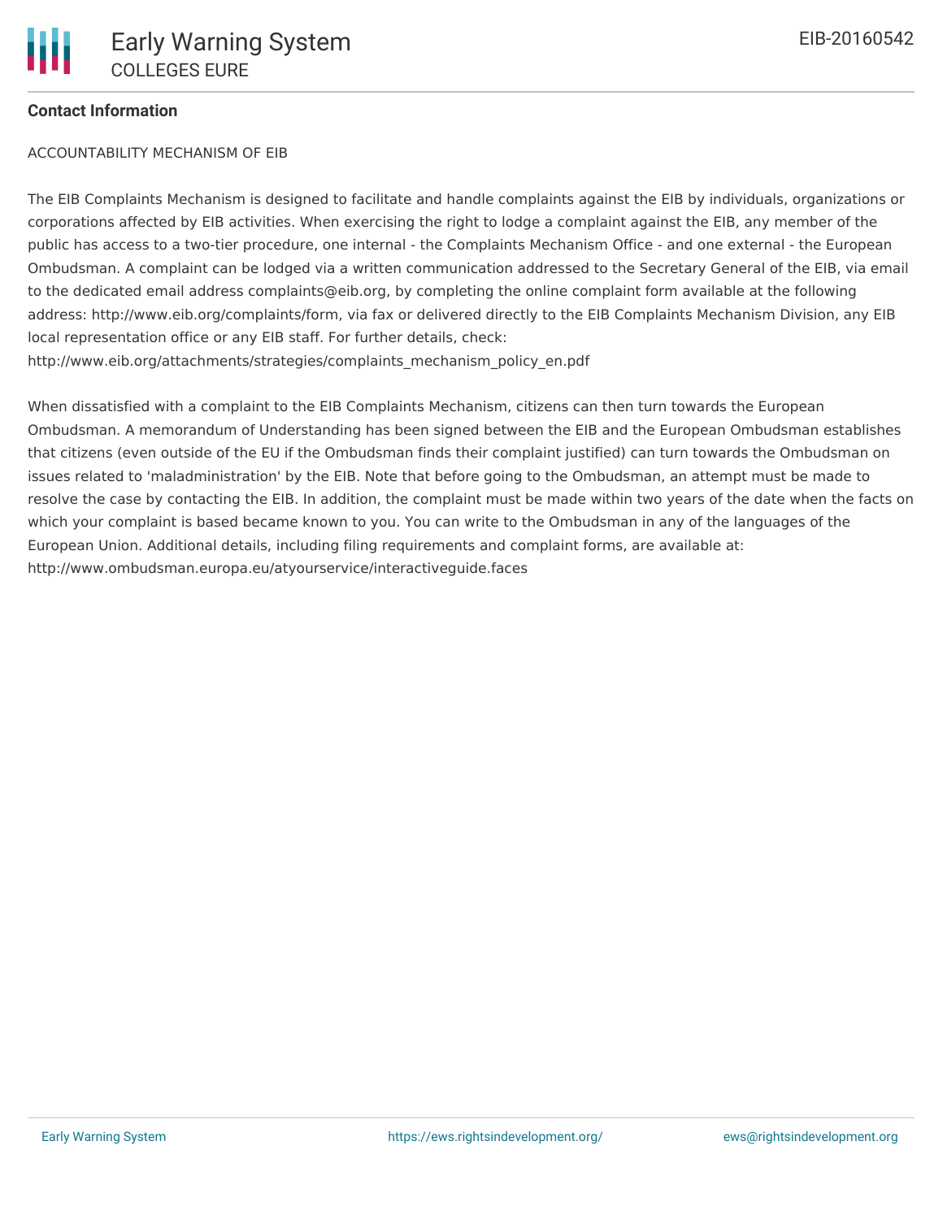**Contact Information**

ACCOUNTABILITY MECHANISM OF EIB

The EIB Complaints Mechanism is designed to facilitate and handle complaints against the EIB by individuals, organizations or corporations affected by EIB activities. When exercising the right to lodge a complaint against the EIB, any member of the public has access to a two-tier procedure, one internal - the Complaints Mechanism Office - and one external - the European Ombudsman. A complaint can be lodged via a written communication addressed to the Secretary General of the EIB, via email to the dedicated email address complaints@eib.org, by completing the online complaint form available at the following address: http://www.eib.org/complaints/form, via fax or delivered directly to the EIB Complaints Mechanism Division, any EIB local representation office or any EIB staff. For further details, check: http://www.eib.org/attachments/strategies/complaints_mechanism_policy_en.pdf

When dissatisfied with a complaint to the EIB Complaints Mechanism, citizens can then turn towards the European Ombudsman. A memorandum of Understanding has been signed between the EIB and the European Ombudsman establishes that citizens (even outside of the EU if the Ombudsman finds their complaint justified) can turn towards the Ombudsman on issues related to 'maladministration' by the EIB. Note that before going to the Ombudsman, an attempt must be made to resolve the case by contacting the EIB. In addition, the complaint must be made within two years of the date when the facts on which your complaint is based became known to you. You can write to the Ombudsman in any of the languages of the European Union. Additional details, including filing requirements and complaint forms, are available at: http://www.ombudsman.europa.eu/atyourservice/interactiveguide.faces